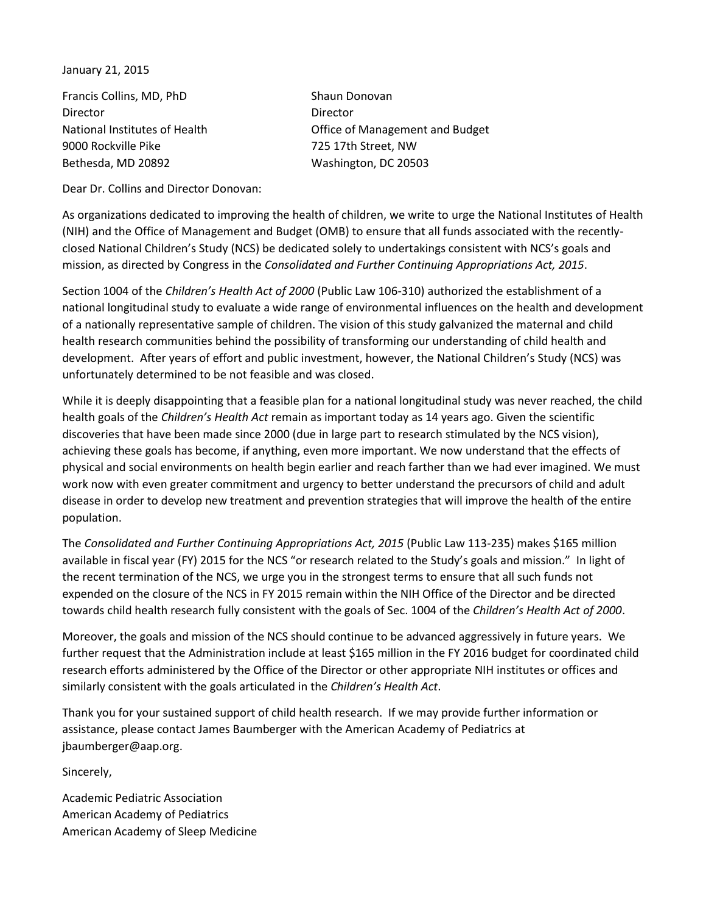January 21, 2015

Francis Collins, MD, PhD
Director
National Institutes of Health
9000 Rockville Pike
Bethesda, MD 20892

Shaun Donovan
Director
Office of Management and Budget
725 17th Street, NW
Washington, DC 20503

Dear Dr. Collins and Director Donovan:

As organizations dedicated to improving the health of children, we write to urge the National Institutes of Health (NIH) and the Office of Management and Budget (OMB) to ensure that all funds associated with the recently-closed National Children's Study (NCS) be dedicated solely to undertakings consistent with NCS's goals and mission, as directed by Congress in the *Consolidated and Further Continuing Appropriations Act, 2015*.

Section 1004 of the *Children's Health Act of 2000* (Public Law 106-310) authorized the establishment of a national longitudinal study to evaluate a wide range of environmental influences on the health and development of a nationally representative sample of children. The vision of this study galvanized the maternal and child health research communities behind the possibility of transforming our understanding of child health and development. After years of effort and public investment, however, the National Children's Study (NCS) was unfortunately determined to be not feasible and was closed.

While it is deeply disappointing that a feasible plan for a national longitudinal study was never reached, the child health goals of the *Children's Health Act* remain as important today as 14 years ago. Given the scientific discoveries that have been made since 2000 (due in large part to research stimulated by the NCS vision), achieving these goals has become, if anything, even more important. We now understand that the effects of physical and social environments on health begin earlier and reach farther than we had ever imagined. We must work now with even greater commitment and urgency to better understand the precursors of child and adult disease in order to develop new treatment and prevention strategies that will improve the health of the entire population.

The *Consolidated and Further Continuing Appropriations Act, 2015* (Public Law 113-235) makes $165 million available in fiscal year (FY) 2015 for the NCS "or research related to the Study's goals and mission." In light of the recent termination of the NCS, we urge you in the strongest terms to ensure that all such funds not expended on the closure of the NCS in FY 2015 remain within the NIH Office of the Director and be directed towards child health research fully consistent with the goals of Sec. 1004 of the *Children's Health Act of 2000*.

Moreover, the goals and mission of the NCS should continue to be advanced aggressively in future years. We further request that the Administration include at least $165 million in the FY 2016 budget for coordinated child research efforts administered by the Office of the Director or other appropriate NIH institutes or offices and similarly consistent with the goals articulated in the *Children's Health Act*.

Thank you for your sustained support of child health research. If we may provide further information or assistance, please contact James Baumberger with the American Academy of Pediatrics at jbaumberger@aap.org.

Sincerely,

Academic Pediatric Association
American Academy of Pediatrics
American Academy of Sleep Medicine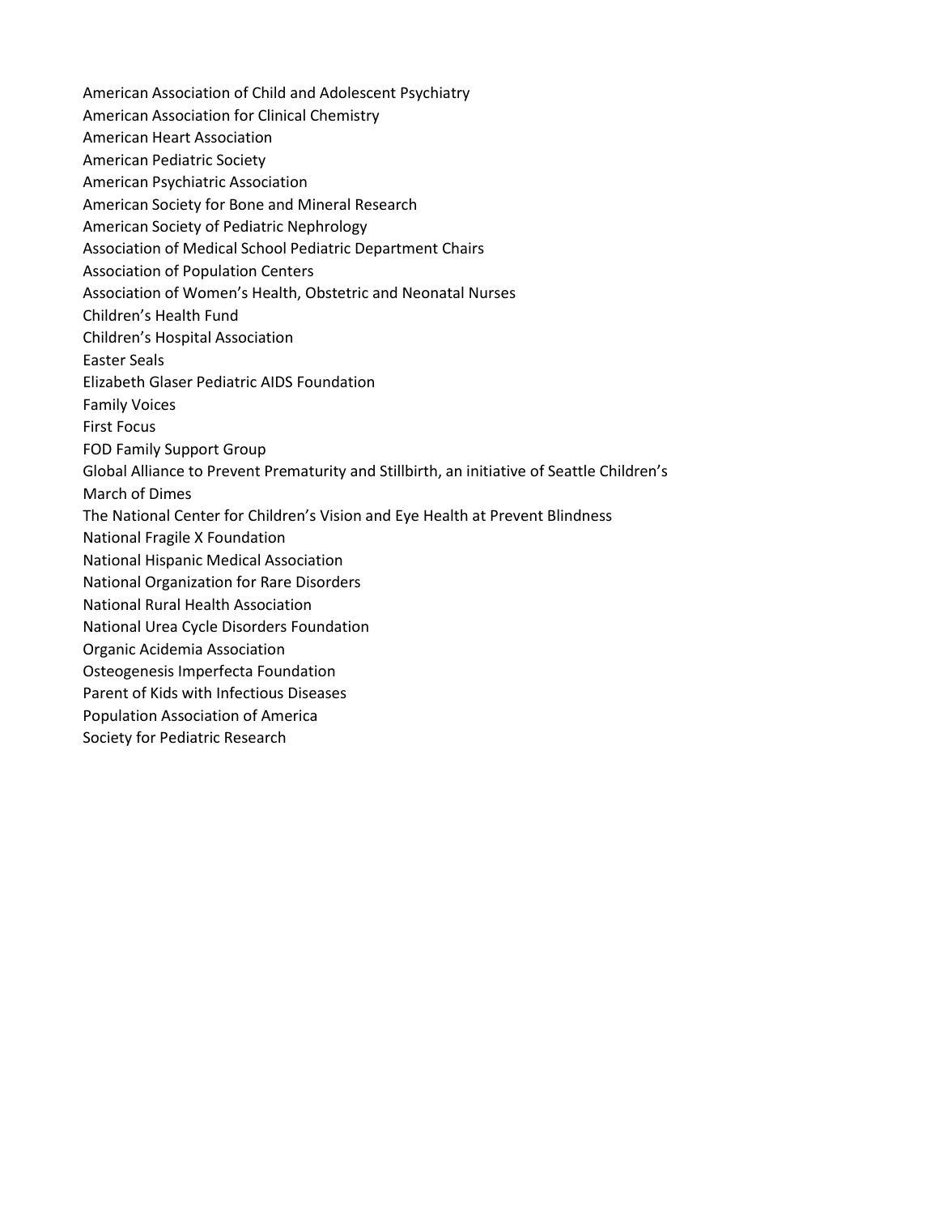American Association of Child and Adolescent Psychiatry
American Association for Clinical Chemistry
American Heart Association
American Pediatric Society
American Psychiatric Association
American Society for Bone and Mineral Research
American Society of Pediatric Nephrology
Association of Medical School Pediatric Department Chairs
Association of Population Centers
Association of Women's Health, Obstetric and Neonatal Nurses
Children's Health Fund
Children's Hospital Association
Easter Seals
Elizabeth Glaser Pediatric AIDS Foundation
Family Voices
First Focus
FOD Family Support Group
Global Alliance to Prevent Prematurity and Stillbirth, an initiative of Seattle Children's
March of Dimes
The National Center for Children's Vision and Eye Health at Prevent Blindness
National Fragile X Foundation
National Hispanic Medical Association
National Organization for Rare Disorders
National Rural Health Association
National Urea Cycle Disorders Foundation
Organic Acidemia Association
Osteogenesis Imperfecta Foundation
Parent of Kids with Infectious Diseases
Population Association of America
Society for Pediatric Research